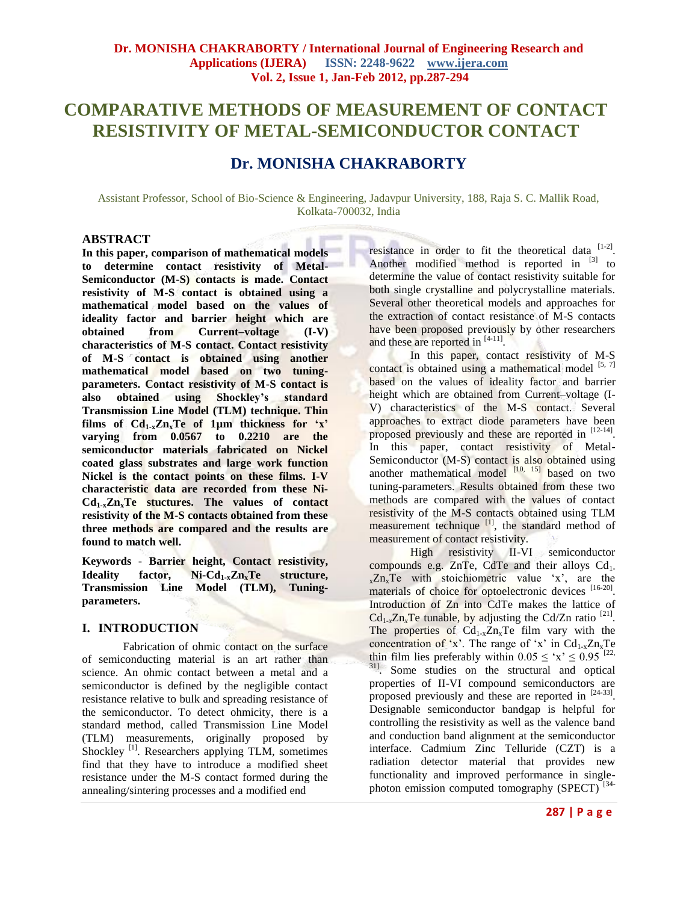# COMPARATIVE METHODS OF MEASUREMENT OF CONTACT RESISTIVITY OF METAL-SEMICONDUCTOR CONTACT

## Dr. MONISHA CHAKRABORTY

Assistant Professor, School of Bio-Science & Engineering, Jadavpur University, 188, Raja S. C. Mallik Road, Kolkata-700032, India

### ABSTRACT

**In this paper, comparison of mathematical models to determine contact resistivity of Metal-Semiconductor (M-S) contacts is made. Contact resistivity of M-S contact is obtained using a mathematical model based on the values of ideality factor and barrier height which are obtained from Current–voltage (I-V) characteristics of M-S contact. Contact resistivity of M-S contact is obtained using another mathematical model based on two tuning-parameters. Contact resistivity of M-S contact is also obtained using Shockley's standard Transmission Line Model (TLM) technique. Thin films of $Cd_{1-x}Zn_xTe$ of 1µm thickness for 'x' varying from 0.0567 to 0.2210 are the semiconductor materials fabricated on Nickel coated glass substrates and large work function Nickel is the contact points on these films. I-V characteristic data are recorded from these Ni-$Cd_{1-x}Zn_xTe$ stuctures. The values of contact resistivity of the M-S contacts obtained from these three methods are compared and the results are found to match well.**

**Keywords - Barrier height, Contact resistivity, Ideality factor, Ni-$Cd_{1-x}Zn_xTe$ structure, Transmission Line Model (TLM), Tuning-parameters.**

### I. INTRODUCTION

Fabrication of ohmic contact on the surface of semiconducting material is an art rather than science. An ohmic contact between a metal and a semiconductor is defined by the negligible contact resistance relative to bulk and spreading resistance of the semiconductor. To detect ohmicity, there is a standard method, called Transmission Line Model (TLM) measurements, originally proposed by Shockley [1]. Researchers applying TLM, sometimes find that they have to introduce a modified sheet resistance under the M-S contact formed during the annealing/sintering processes and a modified end resistance in order to fit the theoretical data [1-2]. Another modified method is reported in [3] to determine the value of contact resistivity suitable for both single crystalline and polycrystalline materials. Several other theoretical models and approaches for the extraction of contact resistance of M-S contacts have been proposed previously by other researchers and these are reported in [4-11].

In this paper, contact resistivity of M-S contact is obtained using a mathematical model [5, 7] based on the values of ideality factor and barrier height which are obtained from Current–voltage (I-V) characteristics of the M-S contact. Several approaches to extract diode parameters have been proposed previously and these are reported in [12-14]. In this paper, contact resistivity of Metal-Semiconductor (M-S) contact is also obtained using another mathematical model [10, 15] based on two tuning-parameters. Results obtained from these two methods are compared with the values of contact resistivity of the M-S contacts obtained using TLM measurement technique [1], the standard method of measurement of contact resistivity.

High resistivity II-VI semiconductor compounds e.g. ZnTe, CdTe and their alloys $Cd_{1-x}Zn_xTe$ with stoichiometric value 'x', are the materials of choice for optoelectronic devices [16-20]. Introduction of Zn into CdTe makes the lattice of $Cd_{1-x}Zn_xTe$ tunable, by adjusting the Cd/Zn ratio [21]. The properties of $Cd_{1-x}Zn_xTe$ film vary with the concentration of 'x'. The range of 'x' in $Cd_{1-x}Zn_xTe$ thin film lies preferably within $0.05 \leq$ 'x' $\leq 0.95$ [22, 31]. Some studies on the structural and optical properties of II-VI compound semiconductors are proposed previously and these are reported in [24-33]. Designable semiconductor bandgap is helpful for controlling the resistivity as well as the valence band and conduction band alignment at the semiconductor interface. Cadmium Zinc Telluride (CZT) is a radiation detector material that provides new functionality and improved performance in single-photon emission computed tomography (SPECT) [34-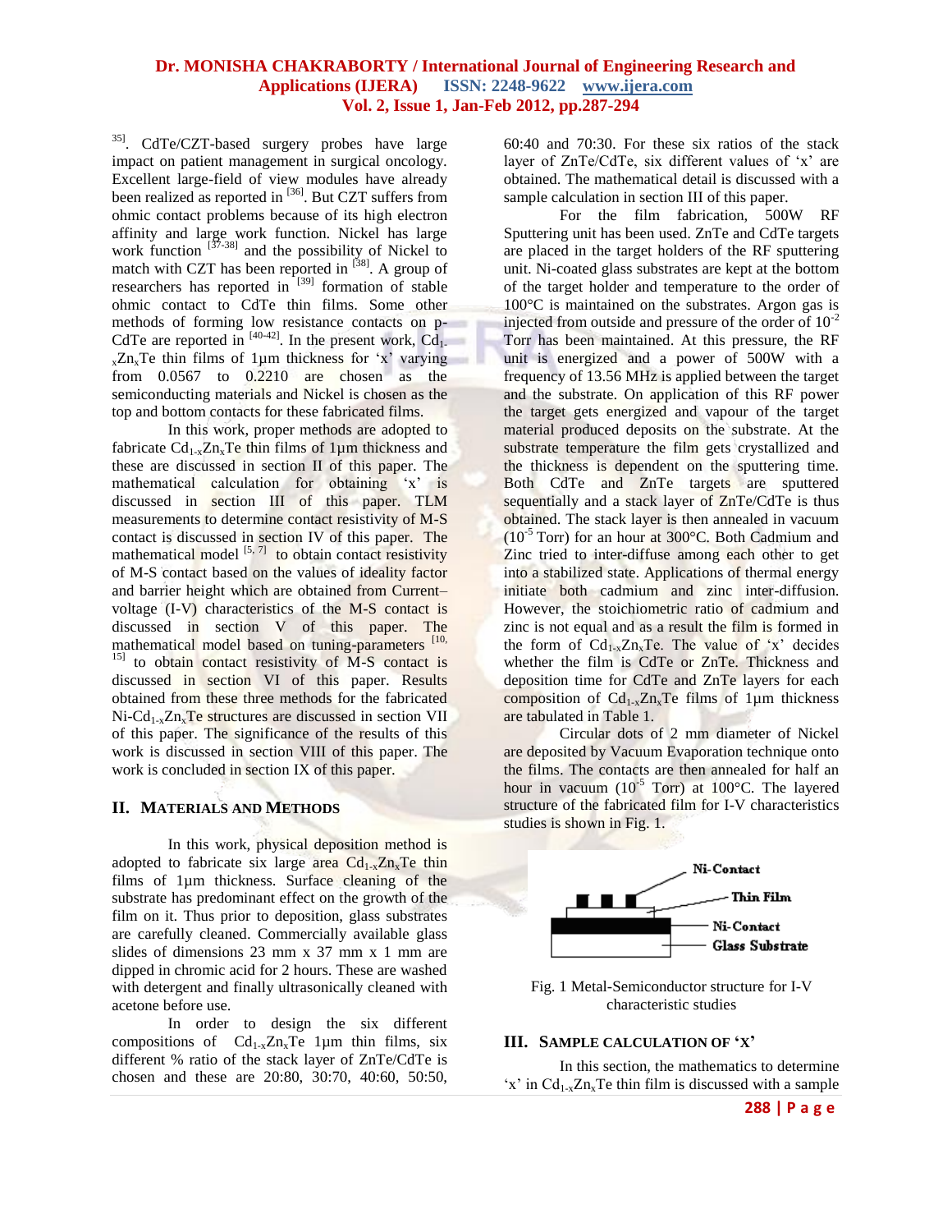[35]. CdTe/CZT-based surgery probes have large impact on patient management in surgical oncology. Excellent large-field of view modules have already been realized as reported in [36]. But CZT suffers from ohmic contact problems because of its high electron affinity and large work function. Nickel has large work function [37-38] and the possibility of Nickel to match with CZT has been reported in [38]. A group of researchers has reported in [39] formation of stable ohmic contact to CdTe thin films. Some other methods of forming low resistance contacts on p-CdTe are reported in [40-42]. In the present work, $Cd_{1-x}Zn_xTe$ thin films of 1µm thickness for 'x' varying from 0.0567 to 0.2210 are chosen as the semiconducting materials and Nickel is chosen as the top and bottom contacts for these fabricated films.

In this work, proper methods are adopted to fabricate $Cd_{1-x}Zn_xTe$ thin films of 1µm thickness and these are discussed in section II of this paper. The mathematical calculation for obtaining 'x' is discussed in section III of this paper. TLM measurements to determine contact resistivity of M-S contact is discussed in section IV of this paper. The mathematical model [5, 7] to obtain contact resistivity of M-S contact based on the values of ideality factor and barrier height which are obtained from Current–voltage (I-V) characteristics of the M-S contact is discussed in section V of this paper. The mathematical model based on tuning-parameters [10, 15] to obtain contact resistivity of M-S contact is discussed in section VI of this paper. Results obtained from these three methods for the fabricated Ni-$Cd_{1-x}Zn_xTe$ structures are discussed in section VII of this paper. The significance of the results of this work is discussed in section VIII of this paper. The work is concluded in section IX of this paper.

## II. Materials and Methods

In this work, physical deposition method is adopted to fabricate six large area $Cd_{1-x}Zn_xTe$ thin films of 1µm thickness. Surface cleaning of the substrate has predominant effect on the growth of the film on it. Thus prior to deposition, glass substrates are carefully cleaned. Commercially available glass slides of dimensions 23 mm x 37 mm x 1 mm are dipped in chromic acid for 2 hours. These are washed with detergent and finally ultrasonically cleaned with acetone before use.

In order to design the six different compositions of $Cd_{1-x}Zn_xTe$ 1µm thin films, six different % ratio of the stack layer of ZnTe/CdTe is chosen and these are 20:80, 30:70, 40:60, 50:50, 60:40 and 70:30. For these six ratios of the stack layer of ZnTe/CdTe, six different values of 'x' are obtained. The mathematical detail is discussed with a sample calculation in section III of this paper.

For the film fabrication, 500W RF Sputtering unit has been used. ZnTe and CdTe targets are placed in the target holders of the RF sputtering unit. Ni-coated glass substrates are kept at the bottom of the target holder and temperature to the order of 100°C is maintained on the substrates. Argon gas is injected from outside and pressure of the order of $10^{-2}$ Torr has been maintained. At this pressure, the RF unit is energized and a power of 500W with a frequency of 13.56 MHz is applied between the target and the substrate. On application of this RF power the target gets energized and vapour of the target material produced deposits on the substrate. At the substrate temperature the film gets crystallized and the thickness is dependent on the sputtering time. Both CdTe and ZnTe targets are sputtered sequentially and a stack layer of ZnTe/CdTe is thus obtained. The stack layer is then annealed in vacuum ($10^{-5}$ Torr) for an hour at 300°C. Both Cadmium and Zinc tried to inter-diffuse among each other to get into a stabilized state. Applications of thermal energy initiate both cadmium and zinc inter-diffusion. However, the stoichiometric ratio of cadmium and zinc is not equal and as a result the film is formed in the form of $Cd_{1-x}Zn_xTe$. The value of 'x' decides whether the film is CdTe or ZnTe. Thickness and deposition time for CdTe and ZnTe layers for each composition of $Cd_{1-x}Zn_xTe$ films of 1µm thickness are tabulated in Table 1.

Circular dots of 2 mm diameter of Nickel are deposited by Vacuum Evaporation technique onto the films. The contacts are then annealed for half an hour in vacuum ($10^{-5}$ Torr) at 100°C. The layered structure of the fabricated film for I-V characteristics studies is shown in Fig. 1.

Fig. 1 Metal-Semiconductor structure for I-V characteristic studies

## III. Sample Calculation of 'x'

In this section, the mathematics to determine 'x' in $Cd_{1-x}Zn_xTe$ thin film is discussed with a sample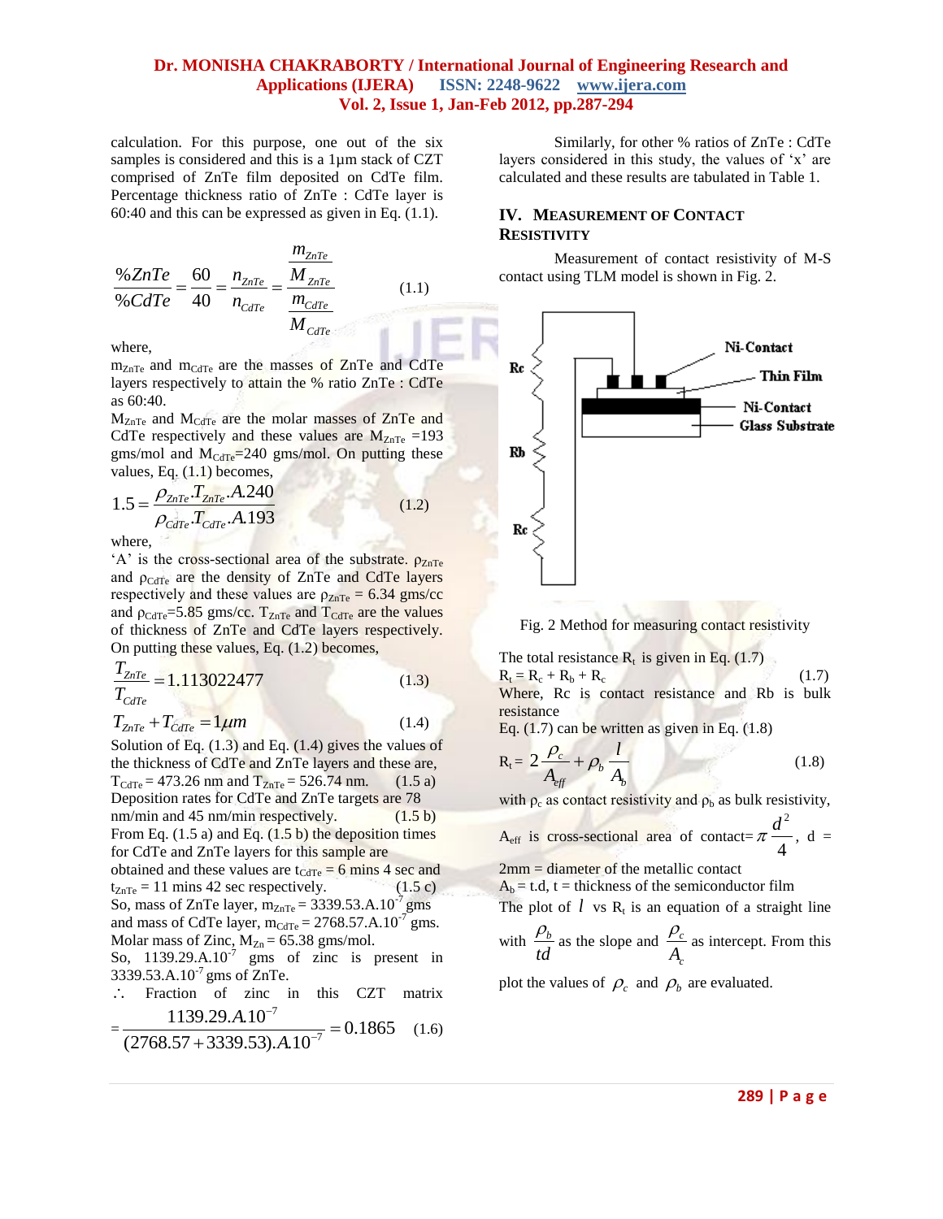calculation. For this purpose, one out of the six samples is considered and this is a 1µm stack of CZT comprised of ZnTe film deposited on CdTe film. Percentage thickness ratio of ZnTe : CdTe layer is 60:40 and this can be expressed as given in Eq. (1.1).

$$\frac{\%ZnTe}{\%CdTe} = \frac{60}{40} = \frac{n_{ZnTe}}{n_{CdTe}} = \frac{\frac{m_{ZnTe}}{M_{ZnTe}}}{\frac{m_{CdTe}}{M_{CdTe}}} \quad (1.1)$$

where,

$m_{ZnTe}$ and $m_{CdTe}$ are the masses of ZnTe and CdTe layers respectively to attain the % ratio ZnTe : CdTe as 60:40.

$M_{ZnTe}$ and $M_{CdTe}$ are the molar masses of ZnTe and CdTe respectively and these values are $M_{ZnTe}$ =193 gms/mol and $M_{CdTe}$=240 gms/mol. On putting these values, Eq. (1.1) becomes,

$$1.5 = \frac{\rho_{ZnTe}.T_{ZnTe}.A.240}{\rho_{CdTe}.T_{CdTe}.A.193} \quad (1.2)$$

where,

'A' is the cross-sectional area of the substrate. $\rho_{ZnTe}$ and $\rho_{CdTe}$ are the density of ZnTe and CdTe layers respectively and these values are $\rho_{ZnTe}$ = 6.34 gms/cc and $\rho_{CdTe}$=5.85 gms/cc. $T_{ZnTe}$ and $T_{CdTe}$ are the values of thickness of ZnTe and CdTe layers respectively. On putting these values, Eq. (1.2) becomes,

$$\frac{T_{ZnTe}}{T_{CdTe}} = 1.113022477 \quad (1.3)$$

$$T_{ZnTe} + T_{CdTe} = 1\mu m \quad (1.4)$$

Solution of Eq. (1.3) and Eq. (1.4) gives the values of the thickness of CdTe and ZnTe layers and these are, $T_{CdTe}$ = 473.26 nm and $T_{ZnTe}$ = 526.74 nm. (1.5 a)

Deposition rates for CdTe and ZnTe targets are 78 nm/min and 45 nm/min respectively. (1.5 b)

From Eq. (1.5 a) and Eq. (1.5 b) the deposition times for CdTe and ZnTe layers for this sample are obtained and these values are $t_{CdTe}$ = 6 mins 4 sec and $t_{ZnTe}$ = 11 mins 42 sec respectively. (1.5 c)

So, mass of ZnTe layer, $m_{ZnTe}$ = 3339.53.A.$10^{-7}$ gms and mass of CdTe layer, $m_{CdTe}$ = 2768.57.A.$10^{-7}$ gms.

Molar mass of Zinc, $M_{Zn}$ = 65.38 gms/mol.

So, 1139.29.A.$10^{-7}$ gms of zinc is present in 3339.53.A.$10^{-7}$ gms of ZnTe.

∴ Fraction of zinc in this CZT matrix

$$= \frac{1139.29.A.10^{-7}}{(2768.57 + 3339.53).A.10^{-7}} = 0.1865 \quad (1.6)$$

Similarly, for other % ratios of ZnTe : CdTe layers considered in this study, the values of 'x' are calculated and these results are tabulated in Table 1.

## IV. Measurement of Contact Resistivity

Measurement of contact resistivity of M-S contact using TLM model is shown in Fig. 2.

Fig. 2 Method for measuring contact resistivity

The total resistance $R_t$ is given in Eq. (1.7)

$$R_t = R_c + R_b + R_c \quad (1.7)$$

Where, Rc is contact resistance and Rb is bulk resistance

Eq. (1.7) can be written as given in Eq. (1.8)

$$R_t = 2\frac{\rho_c}{A_{eff}} + \rho_b\frac{l}{A_b} \quad (1.8)$$

with $\rho_c$ as contact resistivity and $\rho_b$ as bulk resistivity,

$A_{eff}$ is cross-sectional area of contact= $\pi\frac{d^2}{4}$, d = 2mm = diameter of the metallic contact

$A_b$ = t.d, t = thickness of the semiconductor film

The plot of $l$ vs $R_t$ is an equation of a straight line with $\frac{\rho_b}{td}$ as the slope and $\frac{\rho_c}{A_c}$ as intercept. From this plot the values of $\rho_c$ and $\rho_b$ are evaluated.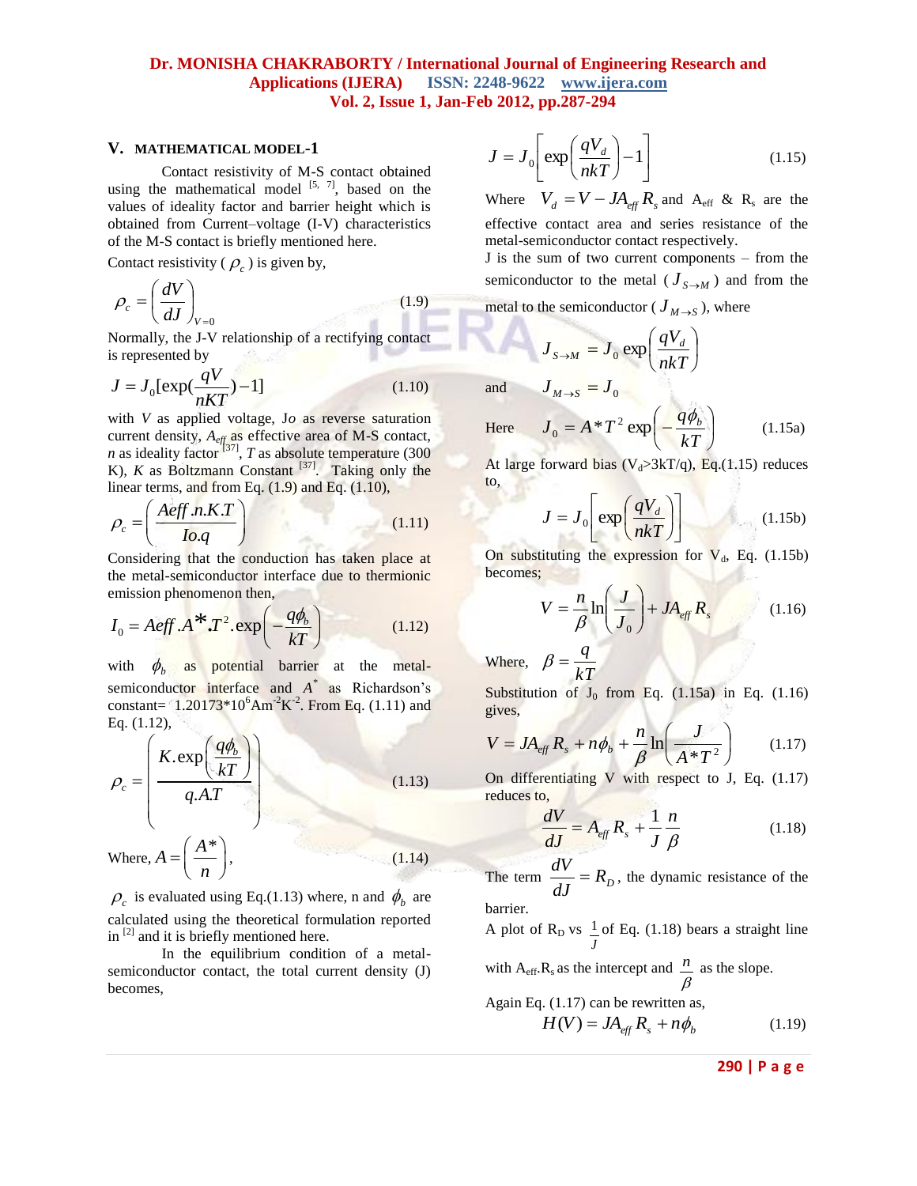## V. MATHEMATICAL MODEL-1

Contact resistivity of M-S contact obtained using the mathematical model [5, 7], based on the values of ideality factor and barrier height which is obtained from Current–voltage (I-V) characteristics of the M-S contact is briefly mentioned here.

Contact resistivity ( $\rho_c$ ) is given by,

$$\rho_c = \left(\frac{dV}{dJ}\right)_{V=0} \tag{1.9}$$

Normally, the J-V relationship of a rectifying contact is represented by

$$J = J_0[\exp(\frac{qV}{nKT}) - 1] \tag{1.10}$$

with $V$ as applied voltage, $Jo$ as reverse saturation current density, $A_{eff}$ as effective area of M-S contact, $n$ as ideality factor [37], $T$ as absolute temperature (300 K), $K$ as Boltzmann Constant [37]. Taking only the linear terms, and from Eq. (1.9) and Eq. (1.10),

$$\rho_c = \left(\frac{Aeff.n.K.T}{Io.q}\right) \tag{1.11}$$

Considering that the conduction has taken place at the metal-semiconductor interface due to thermionic emission phenomenon then,

$$I_0 = Aeff.A^*.T^2.\exp\left(-\frac{q\phi_b}{kT}\right) \tag{1.12}$$

with $\phi_b$ as potential barrier at the metal-semiconductor interface and $A^*$ as Richardson's constant= 1.20173*$10^6$Am$^{-2}$K$^{-2}$. From Eq. (1.11) and Eq. (1.12),

$$\rho_c = \left(\frac{K.\exp\left(\frac{q\phi_b}{kT}\right)}{q.A.T}\right) \tag{1.13}$$

$$\text{Where, } A = \left(\frac{A^*}{n}\right), \tag{1.14}$$

$\rho_c$ is evaluated using Eq.(1.13) where, n and $\phi_b$ are calculated using the theoretical formulation reported in [2] and it is briefly mentioned here.

In the equilibrium condition of a metal-semiconductor contact, the total current density (J) becomes,

$$J = J_0\left[\exp\left(\frac{qV_d}{nkT}\right) - 1\right] \tag{1.15}$$

Where $V_d = V - JA_{eff}R_s$ and $A_{eff}$ & $R_s$ are the effective contact area and series resistance of the metal-semiconductor contact respectively.

J is the sum of two current components – from the semiconductor to the metal ( $J_{S\to M}$ ) and from the metal to the semiconductor ( $J_{M\to S}$ ), where

$$J_{S\to M} = J_0\exp\left(\frac{qV_d}{nkT}\right)$$

and $\quad J_{M\to S} = J_0$

$$\text{Here} \quad J_0 = A^*T^2\exp\left(-\frac{q\phi_b}{kT}\right) \tag{1.15a}$$

At large forward bias ($V_d$>3kT/q), Eq.(1.15) reduces to,

$$J = J_0\left[\exp\left(\frac{qV_d}{nkT}\right)\right] \tag{1.15b}$$

On substituting the expression for $V_d$, Eq. (1.15b) becomes;

$$V = \frac{n}{\beta}\ln\left(\frac{J}{J_0}\right) + JA_{eff}R_s \tag{1.16}$$

Where, $\beta = \frac{q}{kT}$

Substitution of $J_0$ from Eq. (1.15a) in Eq. (1.16) gives,

$$V = JA_{eff}R_s + n\phi_b + \frac{n}{\beta}\ln\left(\frac{J}{A^*T^2}\right) \tag{1.17}$$

On differentiating V with respect to J, Eq. (1.17) reduces to,

$$\frac{dV}{dJ} = A_{eff}R_s + \frac{1}{J}\frac{n}{\beta} \tag{1.18}$$

The term $\frac{dV}{dJ} = R_D$, the dynamic resistance of the barrier.

A plot of $R_D$ vs $\frac{1}{J}$ of Eq. (1.18) bears a straight line with $A_{eff}.R_s$ as the intercept and $\frac{n}{\beta}$ as the slope.

Again Eq. (1.17) can be rewritten as,

$$H(V) = JA_{eff}R_s + n\phi_b \tag{1.19}$$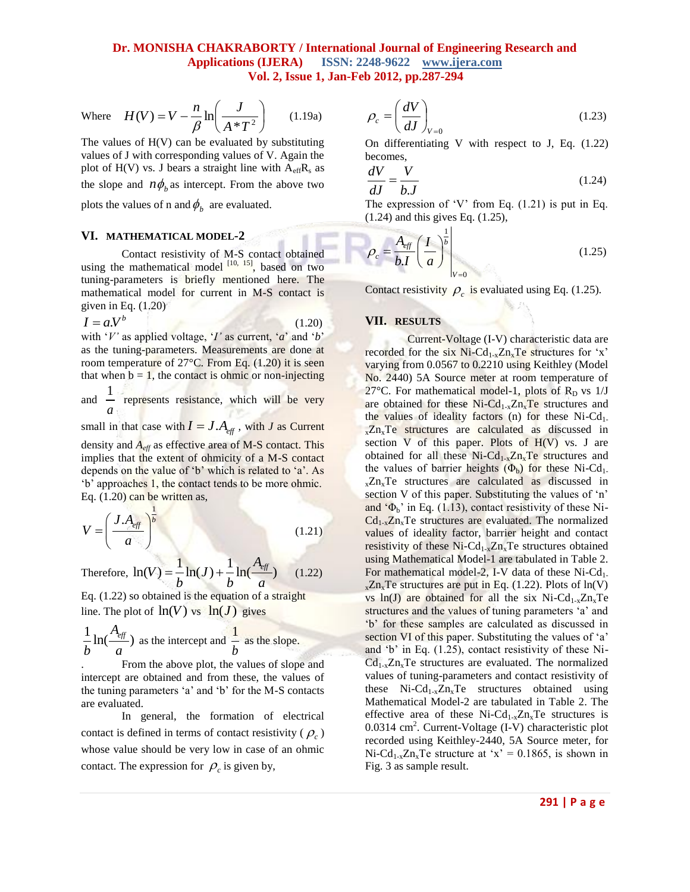Where $H(V) = V - \frac{n}{\beta}\ln\left(\frac{J}{A^*T^2}\right)$ (1.19a)

The values of H(V) can be evaluated by substituting values of J with corresponding values of V. Again the plot of H(V) vs. J bears a straight line with $A_{eff}R_s$ as the slope and $n\phi_b$ as intercept. From the above two plots the values of n and $\phi_b$ are evaluated.

## VI. MATHEMATICAL MODEL-2

Contact resistivity of M-S contact obtained using the mathematical model [10, 15], based on two tuning-parameters is briefly mentioned here. The mathematical model for current in M-S contact is given in Eq. (1.20)

$$I = a.V^b \quad (1.20)$$

with '*V*' as applied voltage, '*I*' as current, '*a*' and '*b*' as the tuning-parameters. Measurements are done at room temperature of 27°C. From Eq. (1.20) it is seen that when b = 1, the contact is ohmic or non-injecting and $\frac{1}{a}$ represents resistance, which will be very small in that case with $I = J.A_{eff}$, with *J* as Current density and $A_{eff}$ as effective area of M-S contact. This implies that the extent of ohmicity of a M-S contact depends on the value of 'b' which is related to 'a'. As 'b' approaches 1, the contact tends to be more ohmic. Eq. (1.20) can be written as,

$$V = \left(\frac{J.A_{eff}}{a}\right)^{\frac{1}{b}} \quad (1.21)$$

Therefore, $\ln(V) = \frac{1}{b}\ln(J) + \frac{1}{b}\ln(\frac{A_{eff}}{a})$ (1.22)

Eq. (1.22) so obtained is the equation of a straight line. The plot of $\ln(V)$ vs $\ln(J)$ gives $\frac{1}{b}\ln(\frac{A_{eff}}{a})$ as the intercept and $\frac{1}{b}$ as the slope.

. From the above plot, the values of slope and intercept are obtained and from these, the values of the tuning parameters 'a' and 'b' for the M-S contacts are evaluated.

In general, the formation of electrical contact is defined in terms of contact resistivity ( $\rho_c$ ) whose value should be very low in case of an ohmic contact. The expression for $\rho_c$ is given by,

$$\rho_c = \left(\frac{dV}{dJ}\right)_{V=0} \quad (1.23)$$

On differentiating V with respect to J, Eq. (1.22) becomes,

$$\frac{dV}{dJ} = \frac{V}{b.J} \quad (1.24)$$

The expression of 'V' from Eq. (1.21) is put in Eq. (1.24) and this gives Eq. (1.25),

$$\rho_c = \frac{A_{eff}}{b.I}\left(\frac{I}{a}\right)^{\frac{1}{b}}\Bigg|_{V=0} \quad (1.25)$$

Contact resistivity $\rho_c$ is evaluated using Eq. (1.25).

## VII. RESULTS

Current-Voltage (I-V) characteristic data are recorded for the six $Ni\text{-}Cd_{1-x}Zn_xTe$ structures for 'x' varying from 0.0567 to 0.2210 using Keithley (Model No. 2440) 5A Source meter at room temperature of 27°C. For mathematical model-1, plots of $R_D$ vs 1/J are obtained for these $Ni\text{-}Cd_{1-x}Zn_xTe$ structures and the values of ideality factors (n) for these $Ni\text{-}Cd_{1-x}Zn_xTe$ structures are calculated as discussed in section V of this paper. Plots of H(V) vs. J are obtained for all these $Ni\text{-}Cd_{1-x}Zn_xTe$ structures and the values of barrier heights ($\Phi_b$) for these $Ni\text{-}Cd_{1-x}Zn_xTe$ structures are calculated as discussed in section V of this paper. Substituting the values of 'n' and '$\Phi_b$' in Eq. (1.13), contact resistivity of these $Ni\text{-}Cd_{1-x}Zn_xTe$ structures are evaluated. The normalized values of ideality factor, barrier height and contact resistivity of these $Ni\text{-}Cd_{1-x}Zn_xTe$ structures obtained using Mathematical Model-1 are tabulated in Table 2. For mathematical model-2, I-V data of these $Ni\text{-}Cd_{1-x}Zn_xTe$ structures are put in Eq. (1.22). Plots of ln(V) vs ln(J) are obtained for all the six $Ni\text{-}Cd_{1-x}Zn_xTe$ structures and the values of tuning parameters 'a' and 'b' for these samples are calculated as discussed in section VI of this paper. Substituting the values of 'a' and 'b' in Eq. (1.25), contact resistivity of these $Ni\text{-}Cd_{1-x}Zn_xTe$ structures are evaluated. The normalized values of tuning-parameters and contact resistivity of these $Ni\text{-}Cd_{1-x}Zn_xTe$ structures obtained using Mathematical Model-2 are tabulated in Table 2. The effective area of these $Ni\text{-}Cd_{1-x}Zn_xTe$ structures is 0.0314 $cm^2$. Current-Voltage (I-V) characteristic plot recorded using Keithley-2440, 5A Source meter, for $Ni\text{-}Cd_{1-x}Zn_xTe$ structure at 'x' = 0.1865, is shown in Fig. 3 as sample result.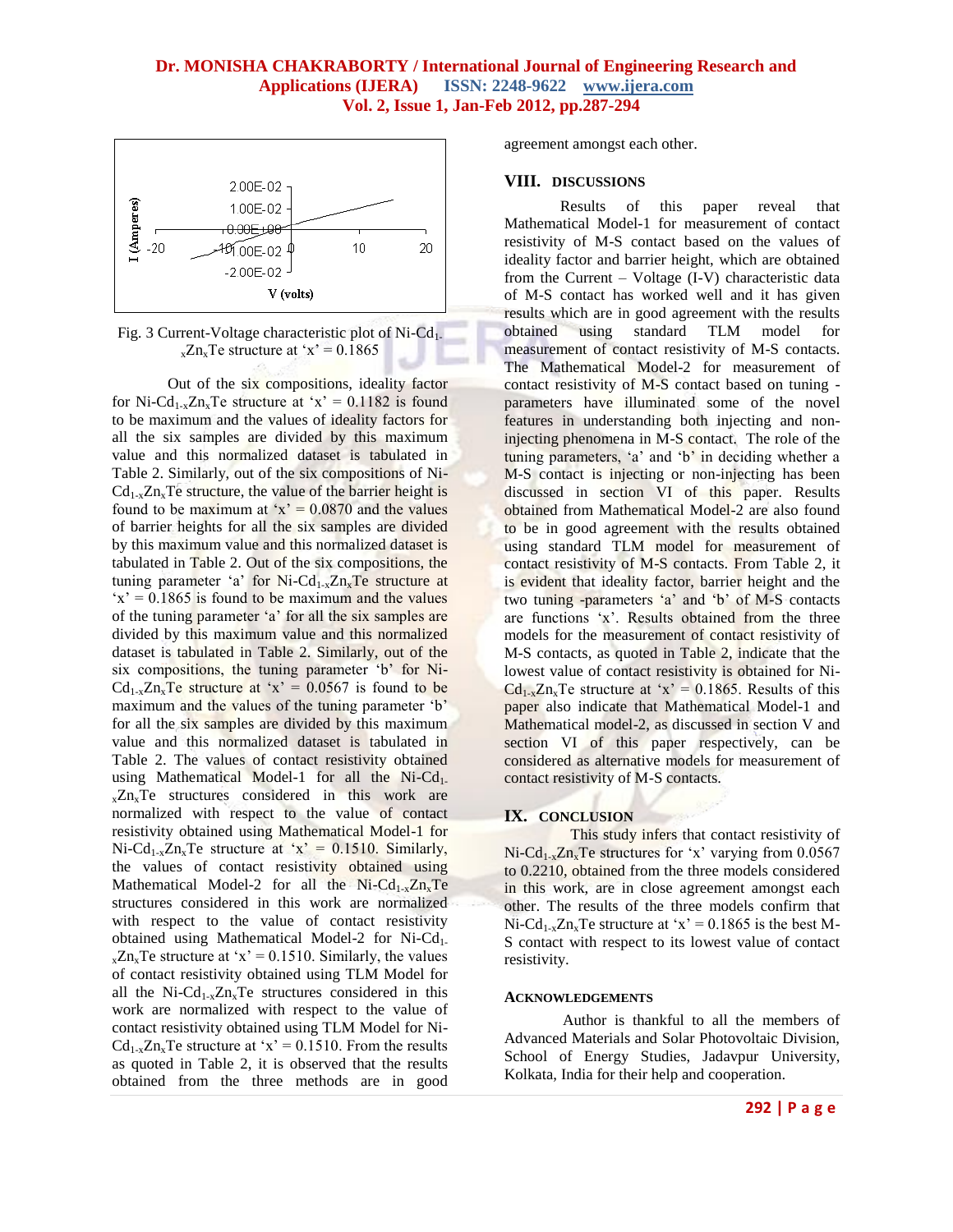Fig. 3 Current-Voltage characteristic plot of Ni-$Cd_{1-x}Zn_xTe$ structure at 'x' = 0.1865

Out of the six compositions, ideality factor for Ni-$Cd_{1-x}Zn_xTe$ structure at 'x' = 0.1182 is found to be maximum and the values of ideality factors for all the six samples are divided by this maximum value and this normalized dataset is tabulated in Table 2. Similarly, out of the six compositions of Ni-$Cd_{1-x}Zn_xTe$ structure, the value of the barrier height is found to be maximum at 'x' = 0.0870 and the values of barrier heights for all the six samples are divided by this maximum value and this normalized dataset is tabulated in Table 2. Out of the six compositions, the tuning parameter 'a' for Ni-$Cd_{1-x}Zn_xTe$ structure at 'x' = 0.1865 is found to be maximum and the values of the tuning parameter 'a' for all the six samples are divided by this maximum value and this normalized dataset is tabulated in Table 2. Similarly, out of the six compositions, the tuning parameter 'b' for Ni-$Cd_{1-x}Zn_xTe$ structure at 'x' = 0.0567 is found to be maximum and the values of the tuning parameter 'b' for all the six samples are divided by this maximum value and this normalized dataset is tabulated in Table 2. The values of contact resistivity obtained using Mathematical Model-1 for all the Ni-$Cd_{1-x}Zn_xTe$ structures considered in this work are normalized with respect to the value of contact resistivity obtained using Mathematical Model-1 for Ni-$Cd_{1-x}Zn_xTe$ structure at 'x' = 0.1510. Similarly, the values of contact resistivity obtained using Mathematical Model-2 for all the Ni-$Cd_{1-x}Zn_xTe$ structures considered in this work are normalized with respect to the value of contact resistivity obtained using Mathematical Model-2 for Ni-$Cd_{1-x}Zn_xTe$ structure at 'x' = 0.1510. Similarly, the values of contact resistivity obtained using TLM Model for all the Ni-$Cd_{1-x}Zn_xTe$ structures considered in this work are normalized with respect to the value of contact resistivity obtained using TLM Model for Ni-$Cd_{1-x}Zn_xTe$ structure at 'x' = 0.1510. From the results as quoted in Table 2, it is observed that the results obtained from the three methods are in good agreement amongst each other.

## VIII. DISCUSSIONS

Results of this paper reveal that Mathematical Model-1 for measurement of contact resistivity of M-S contact based on the values of ideality factor and barrier height, which are obtained from the Current – Voltage (I-V) characteristic data of M-S contact has worked well and it has given results which are in good agreement with the results obtained using standard TLM model for measurement of contact resistivity of M-S contacts. The Mathematical Model-2 for measurement of contact resistivity of M-S contact based on tuning - parameters have illuminated some of the novel features in understanding both injecting and non-injecting phenomena in M-S contact. The role of the tuning parameters, 'a' and 'b' in deciding whether a M-S contact is injecting or non-injecting has been discussed in section VI of this paper. Results obtained from Mathematical Model-2 are also found to be in good agreement with the results obtained using standard TLM model for measurement of contact resistivity of M-S contacts. From Table 2, it is evident that ideality factor, barrier height and the two tuning -parameters 'a' and 'b' of M-S contacts are functions 'x'. Results obtained from the three models for the measurement of contact resistivity of M-S contacts, as quoted in Table 2, indicate that the lowest value of contact resistivity is obtained for Ni-$Cd_{1-x}Zn_xTe$ structure at 'x' = 0.1865. Results of this paper also indicate that Mathematical Model-1 and Mathematical model-2, as discussed in section V and section VI of this paper respectively, can be considered as alternative models for measurement of contact resistivity of M-S contacts.

## IX. CONCLUSION

This study infers that contact resistivity of Ni-$Cd_{1-x}Zn_xTe$ structures for 'x' varying from 0.0567 to 0.2210, obtained from the three models considered in this work, are in close agreement amongst each other. The results of the three models confirm that Ni-$Cd_{1-x}Zn_xTe$ structure at 'x' = 0.1865 is the best M-S contact with respect to its lowest value of contact resistivity.

### ACKNOWLEDGEMENTS

Author is thankful to all the members of Advanced Materials and Solar Photovoltaic Division, School of Energy Studies, Jadavpur University, Kolkata, India for their help and cooperation.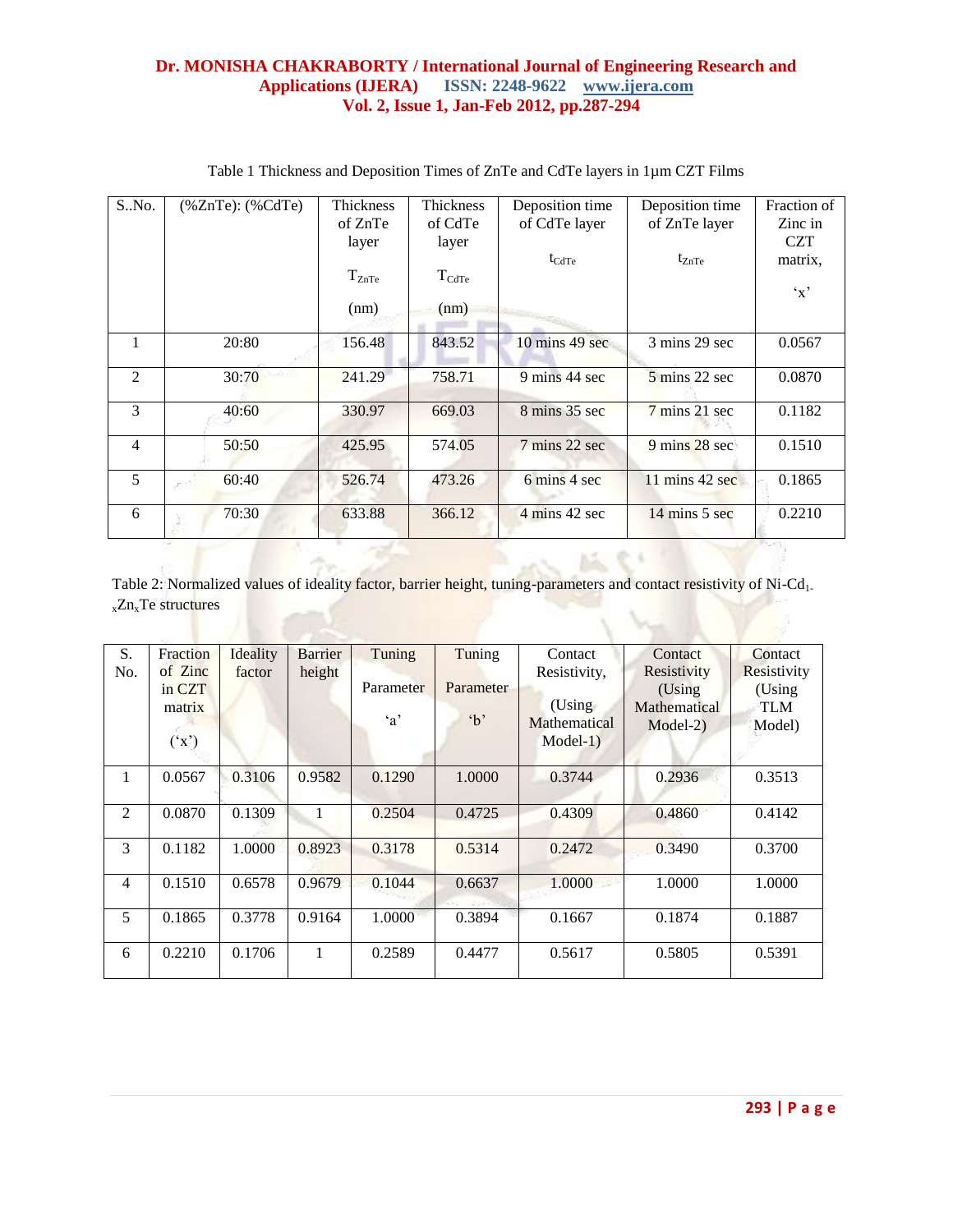Table 1 Thickness and Deposition Times of ZnTe and CdTe layers in 1µm CZT Films

| S..No. | (%ZnTe): (%CdTe) | Thickness of ZnTe layer $T_{ZnTe}$ (nm) | Thickness of CdTe layer $T_{CdTe}$ (nm) | Deposition time of CdTe layer $t_{CdTe}$ | Deposition time of ZnTe layer $t_{ZnTe}$ | Fraction of Zinc in CZT matrix, 'x' |
|---|---|---|---|---|---|---|
| 1 | 20:80 | 156.48 | 843.52 | 10 mins 49 sec | 3 mins 29 sec | 0.0567 |
| 2 | 30:70 | 241.29 | 758.71 | 9 mins 44 sec | 5 mins 22 sec | 0.0870 |
| 3 | 40:60 | 330.97 | 669.03 | 8 mins 35 sec | 7 mins 21 sec | 0.1182 |
| 4 | 50:50 | 425.95 | 574.05 | 7 mins 22 sec | 9 mins 28 sec | 0.1510 |
| 5 | 60:40 | 526.74 | 473.26 | 6 mins 4 sec | 11 mins 42 sec | 0.1865 |
| 6 | 70:30 | 633.88 | 366.12 | 4 mins 42 sec | 14 mins 5 sec | 0.2210 |

Table 2: Normalized values of ideality factor, barrier height, tuning-parameters and contact resistivity of Ni-$Cd_{1-x}Zn_xTe$ structures

| S. No. | Fraction of Zinc in CZT matrix ('x') | Ideality factor | Barrier height | Tuning Parameter 'a' | Tuning Parameter 'b' | Contact Resistivity, (Using Mathematical Model-1) | Contact Resistivity (Using Mathematical Model-2) | Contact Resistivity (Using TLM Model) |
|---|---|---|---|---|---|---|---|---|
| 1 | 0.0567 | 0.3106 | 0.9582 | 0.1290 | 1.0000 | 0.3744 | 0.2936 | 0.3513 |
| 2 | 0.0870 | 0.1309 | 1 | 0.2504 | 0.4725 | 0.4309 | 0.4860 | 0.4142 |
| 3 | 0.1182 | 1.0000 | 0.8923 | 0.3178 | 0.5314 | 0.2472 | 0.3490 | 0.3700 |
| 4 | 0.1510 | 0.6578 | 0.9679 | 0.1044 | 0.6637 | 1.0000 | 1.0000 | 1.0000 |
| 5 | 0.1865 | 0.3778 | 0.9164 | 1.0000 | 0.3894 | 0.1667 | 0.1874 | 0.1887 |
| 6 | 0.2210 | 0.1706 | 1 | 0.2589 | 0.4477 | 0.5617 | 0.5805 | 0.5391 |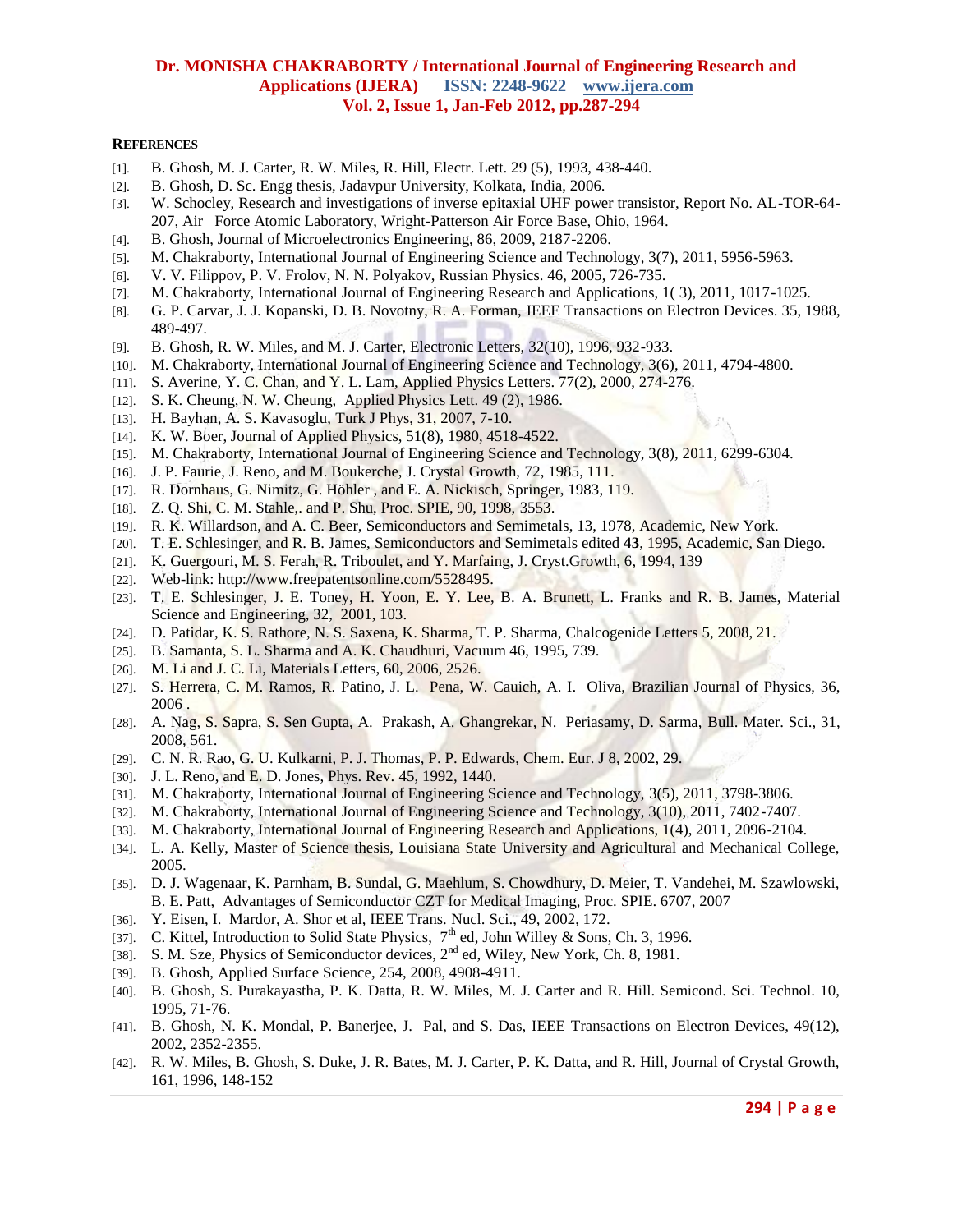**REFERENCES**

[1]. B. Ghosh, M. J. Carter, R. W. Miles, R. Hill, Electr. Lett. 29 (5), 1993, 438-440.
[2]. B. Ghosh, D. Sc. Engg thesis, Jadavpur University, Kolkata, India, 2006.
[3]. W. Schocley, Research and investigations of inverse epitaxial UHF power transistor, Report No. AL-TOR-64-207, Air Force Atomic Laboratory, Wright-Patterson Air Force Base, Ohio, 1964.
[4]. B. Ghosh, Journal of Microelectronics Engineering, 86, 2009, 2187-2206.
[5]. M. Chakraborty, International Journal of Engineering Science and Technology, 3(7), 2011, 5956-5963.
[6]. V. V. Filippov, P. V. Frolov, N. N. Polyakov, Russian Physics. 46, 2005, 726-735.
[7]. M. Chakraborty, International Journal of Engineering Research and Applications, 1( 3), 2011, 1017-1025.
[8]. G. P. Carvar, J. J. Kopanski, D. B. Novotny, R. A. Forman, IEEE Transactions on Electron Devices. 35, 1988, 489-497.
[9]. B. Ghosh, R. W. Miles, and M. J. Carter, Electronic Letters, 32(10), 1996, 932-933.
[10]. M. Chakraborty, International Journal of Engineering Science and Technology, 3(6), 2011, 4794-4800.
[11]. S. Averine, Y. C. Chan, and Y. L. Lam, Applied Physics Letters. 77(2), 2000, 274-276.
[12]. S. K. Cheung, N. W. Cheung, Applied Physics Lett. 49 (2), 1986.
[13]. H. Bayhan, A. S. Kavasoglu, Turk J Phys, 31, 2007, 7-10.
[14]. K. W. Boer, Journal of Applied Physics, 51(8), 1980, 4518-4522.
[15]. M. Chakraborty, International Journal of Engineering Science and Technology, 3(8), 2011, 6299-6304.
[16]. J. P. Faurie, J. Reno, and M. Boukerche, J. Crystal Growth, 72, 1985, 111.
[17]. R. Dornhaus, G. Nimitz, G. Höhler , and E. A. Nickisch, Springer, 1983, 119.
[18]. Z. Q. Shi, C. M. Stahle,. and P. Shu, Proc. SPIE, 90, 1998, 3553.
[19]. R. K. Willardson, and A. C. Beer, Semiconductors and Semimetals, 13, 1978, Academic, New York.
[20]. T. E. Schlesinger, and R. B. James, Semiconductors and Semimetals edited **43**, 1995, Academic, San Diego.
[21]. K. Guergouri, M. S. Ferah, R. Triboulet, and Y. Marfaing, J. Cryst.Growth, 6, 1994, 139
[22]. Web-link: http://www.freepatentsonline.com/5528495.
[23]. T. E. Schlesinger, J. E. Toney, H. Yoon, E. Y. Lee, B. A. Brunett, L. Franks and R. B. James, Material Science and Engineering, 32, 2001, 103.
[24]. D. Patidar, K. S. Rathore, N. S. Saxena, K. Sharma, T. P. Sharma, Chalcogenide Letters 5, 2008, 21.
[25]. B. Samanta, S. L. Sharma and A. K. Chaudhuri, Vacuum 46, 1995, 739.
[26]. M. Li and J. C. Li, Materials Letters, 60, 2006, 2526.
[27]. S. Herrera, C. M. Ramos, R. Patino, J. L. Pena, W. Cauich, A. I. Oliva, Brazilian Journal of Physics, 36, 2006 .
[28]. A. Nag, S. Sapra, S. Sen Gupta, A. Prakash, A. Ghangrekar, N. Periasamy, D. Sarma, Bull. Mater. Sci., 31, 2008, 561.
[29]. C. N. R. Rao, G. U. Kulkarni, P. J. Thomas, P. P. Edwards, Chem. Eur. J 8, 2002, 29.
[30]. J. L. Reno, and E. D. Jones, Phys. Rev. 45, 1992, 1440.
[31]. M. Chakraborty, International Journal of Engineering Science and Technology, 3(5), 2011, 3798-3806.
[32]. M. Chakraborty, International Journal of Engineering Science and Technology, 3(10), 2011, 7402-7407.
[33]. M. Chakraborty, International Journal of Engineering Research and Applications, 1(4), 2011, 2096-2104.
[34]. L. A. Kelly, Master of Science thesis, Louisiana State University and Agricultural and Mechanical College, 2005.
[35]. D. J. Wagenaar, K. Parnham, B. Sundal, G. Maehlum, S. Chowdhury, D. Meier, T. Vandehei, M. Szawlowski, B. E. Patt, Advantages of Semiconductor CZT for Medical Imaging, Proc. SPIE. 6707, 2007
[36]. Y. Eisen, I. Mardor, A. Shor et al, IEEE Trans. Nucl. Sci., 49, 2002, 172.
[37]. C. Kittel, Introduction to Solid State Physics, 7th ed, John Willey & Sons, Ch. 3, 1996.
[38]. S. M. Sze, Physics of Semiconductor devices, 2nd ed, Wiley, New York, Ch. 8, 1981.
[39]. B. Ghosh, Applied Surface Science, 254, 2008, 4908-4911.
[40]. B. Ghosh, S. Purakayastha, P. K. Datta, R. W. Miles, M. J. Carter and R. Hill. Semicond. Sci. Technol. 10, 1995, 71-76.
[41]. B. Ghosh, N. K. Mondal, P. Banerjee, J. Pal, and S. Das, IEEE Transactions on Electron Devices, 49(12), 2002, 2352-2355.
[42]. R. W. Miles, B. Ghosh, S. Duke, J. R. Bates, M. J. Carter, P. K. Datta, and R. Hill, Journal of Crystal Growth, 161, 1996, 148-152